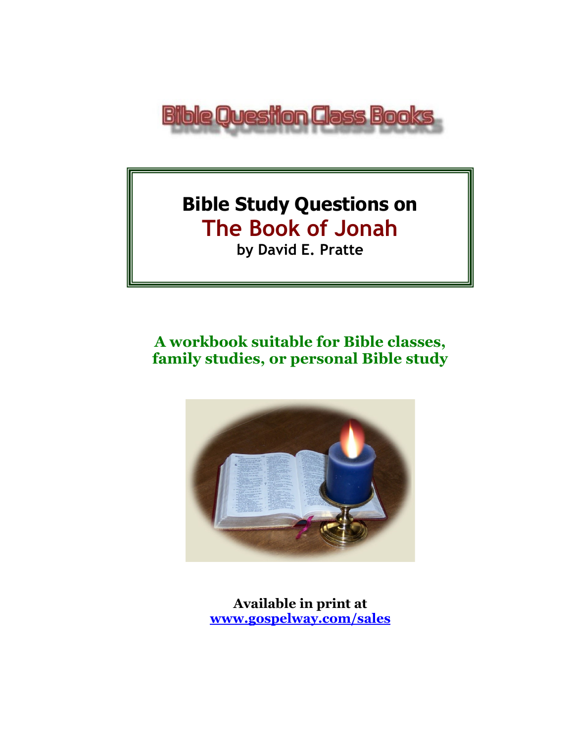Bible Question Class Books

# Bible Study Questions on
# The Book of Jonah
**by David E. Pratte**

**A workbook suitable for Bible classes, family studies, or personal Bible study**

**Available in print at**
**[www.gospelway.com/sales](http://www.gospelway.com/sales)**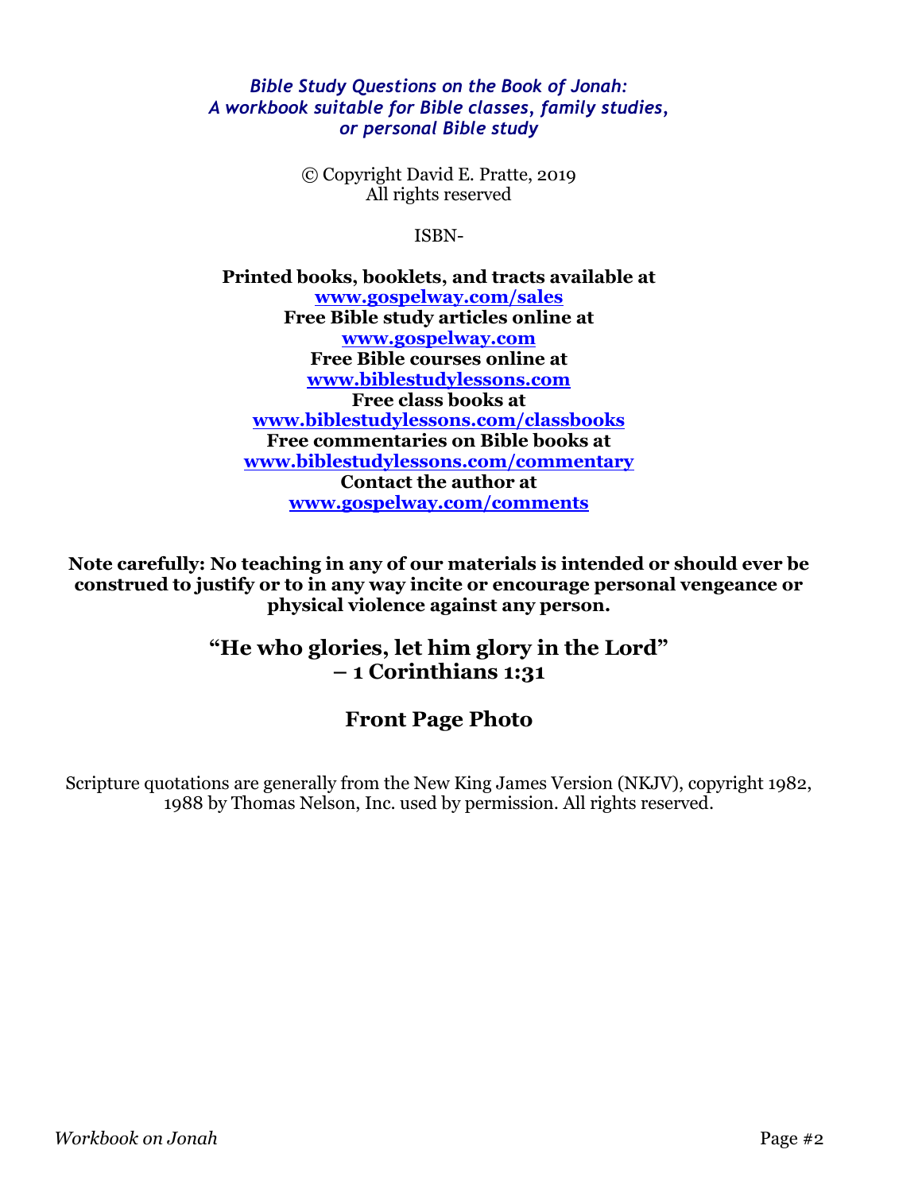*Bible Study Questions on the Book of Jonah:*
*A workbook suitable for Bible classes, family studies, or personal Bible study*

© Copyright David E. Pratte, 2019
All rights reserved

ISBN-

**Printed books, booklets, and tracts available at**
**[www.gospelway.com/sales](www.gospelway.com/sales)**
**Free Bible study articles online at**
**[www.gospelway.com](www.gospelway.com)**
**Free Bible courses online at**
**[www.biblestudylessons.com](www.biblestudylessons.com)**
**Free class books at**
**[www.biblestudylessons.com/classbooks](www.biblestudylessons.com/classbooks)**
**Free commentaries on Bible books at**
**[www.biblestudylessons.com/commentary](www.biblestudylessons.com/commentary)**
**Contact the author at**
**[www.gospelway.com/comments](www.gospelway.com/comments)**

**Note carefully: No teaching in any of our materials is intended or should ever be construed to justify or to in any way incite or encourage personal vengeance or physical violence against any person.**

## "He who glories, let him glory in the Lord" – 1 Corinthians 1:31

## Front Page Photo

Scripture quotations are generally from the New King James Version (NKJV), copyright 1982, 1988 by Thomas Nelson, Inc. used by permission. All rights reserved.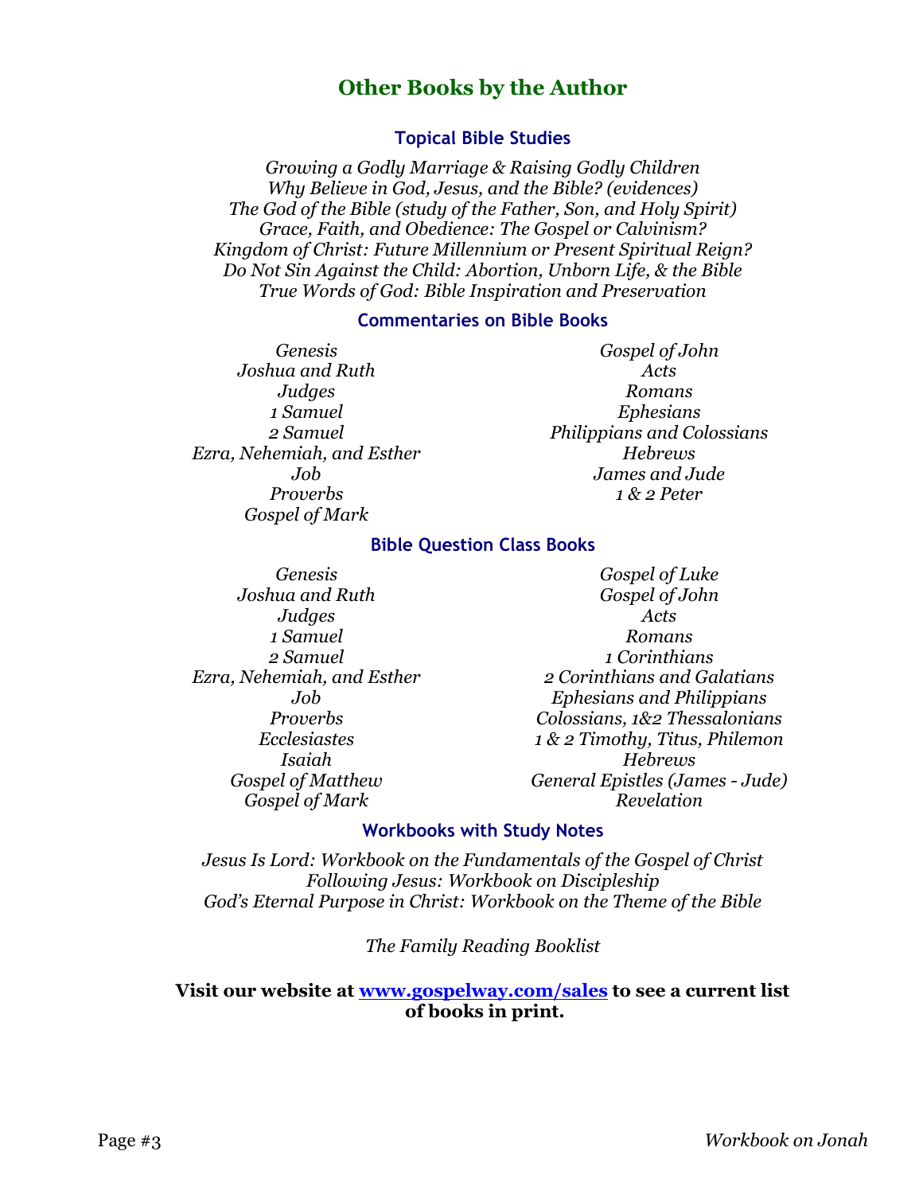# Other Books by the Author

### Topical Bible Studies

*Growing a Godly Marriage & Raising Godly Children*
*Why Believe in God, Jesus, and the Bible? (evidences)*
*The God of the Bible (study of the Father, Son, and Holy Spirit)*
*Grace, Faith, and Obedience: The Gospel or Calvinism?*
*Kingdom of Christ: Future Millennium or Present Spiritual Reign?*
*Do Not Sin Against the Child: Abortion, Unborn Life, & the Bible*
*True Words of God: Bible Inspiration and Preservation*

### Commentaries on Bible Books

*Genesis*
*Joshua and Ruth*
*Judges*
*1 Samuel*
*2 Samuel*
*Ezra, Nehemiah, and Esther*
*Job*
*Proverbs*
*Gospel of Mark*
*Gospel of John*
*Acts*
*Romans*
*Ephesians*
*Philippians and Colossians*
*Hebrews*
*James and Jude*
*1 & 2 Peter*

### Bible Question Class Books

*Genesis*
*Joshua and Ruth*
*Judges*
*1 Samuel*
*2 Samuel*
*Ezra, Nehemiah, and Esther*
*Job*
*Proverbs*
*Ecclesiastes*
*Isaiah*
*Gospel of Matthew*
*Gospel of Mark*
*Gospel of Luke*
*Gospel of John*
*Acts*
*Romans*
*1 Corinthians*
*2 Corinthians and Galatians*
*Ephesians and Philippians*
*Colossians, 1&2 Thessalonians*
*1 & 2 Timothy, Titus, Philemon*
*Hebrews*
*General Epistles (James - Jude)*
*Revelation*

### Workbooks with Study Notes

*Jesus Is Lord: Workbook on the Fundamentals of the Gospel of Christ*
*Following Jesus: Workbook on Discipleship*
*God's Eternal Purpose in Christ: Workbook on the Theme of the Bible*

*The Family Reading Booklist*

**Visit our website at [www.gospelway.com/sales](http://www.gospelway.com/sales) to see a current list of books in print.**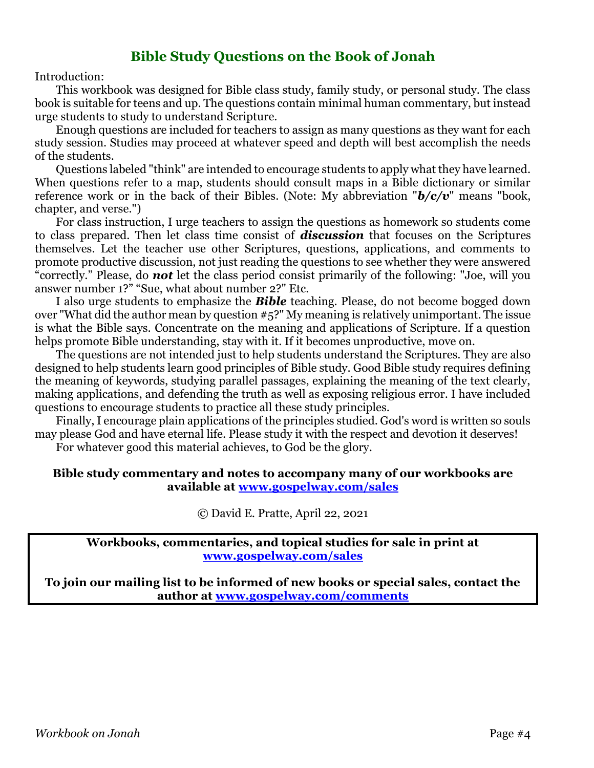# Bible Study Questions on the Book of Jonah

Introduction:

This workbook was designed for Bible class study, family study, or personal study. The class book is suitable for teens and up. The questions contain minimal human commentary, but instead urge students to study to understand Scripture.

Enough questions are included for teachers to assign as many questions as they want for each study session. Studies may proceed at whatever speed and depth will best accomplish the needs of the students.

Questions labeled "think" are intended to encourage students to apply what they have learned. When questions refer to a map, students should consult maps in a Bible dictionary or similar reference work or in the back of their Bibles. (Note: My abbreviation "***b/c/v***" means "book, chapter, and verse.")

For class instruction, I urge teachers to assign the questions as homework so students come to class prepared. Then let class time consist of ***discussion*** that focuses on the Scriptures themselves. Let the teacher use other Scriptures, questions, applications, and comments to promote productive discussion, not just reading the questions to see whether they were answered "correctly." Please, do ***not*** let the class period consist primarily of the following: "Joe, will you answer number 1?" "Sue, what about number 2?" Etc.

I also urge students to emphasize the ***Bible*** teaching. Please, do not become bogged down over "What did the author mean by question #5?" My meaning is relatively unimportant. The issue is what the Bible says. Concentrate on the meaning and applications of Scripture. If a question helps promote Bible understanding, stay with it. If it becomes unproductive, move on.

The questions are not intended just to help students understand the Scriptures. They are also designed to help students learn good principles of Bible study. Good Bible study requires defining the meaning of keywords, studying parallel passages, explaining the meaning of the text clearly, making applications, and defending the truth as well as exposing religious error. I have included questions to encourage students to practice all these study principles.

Finally, I encourage plain applications of the principles studied. God's word is written so souls may please God and have eternal life. Please study it with the respect and devotion it deserves!

For whatever good this material achieves, to God be the glory.

**Bible study commentary and notes to accompany many of our workbooks are available at [www.gospelway.com/sales](http://www.gospelway.com/sales)**

© David E. Pratte, April 22, 2021

**Workbooks, commentaries, and topical studies for sale in print at [www.gospelway.com/sales](http://www.gospelway.com/sales)**

**To join our mailing list to be informed of new books or special sales, contact the author at [www.gospelway.com/comments](http://www.gospelway.com/comments)**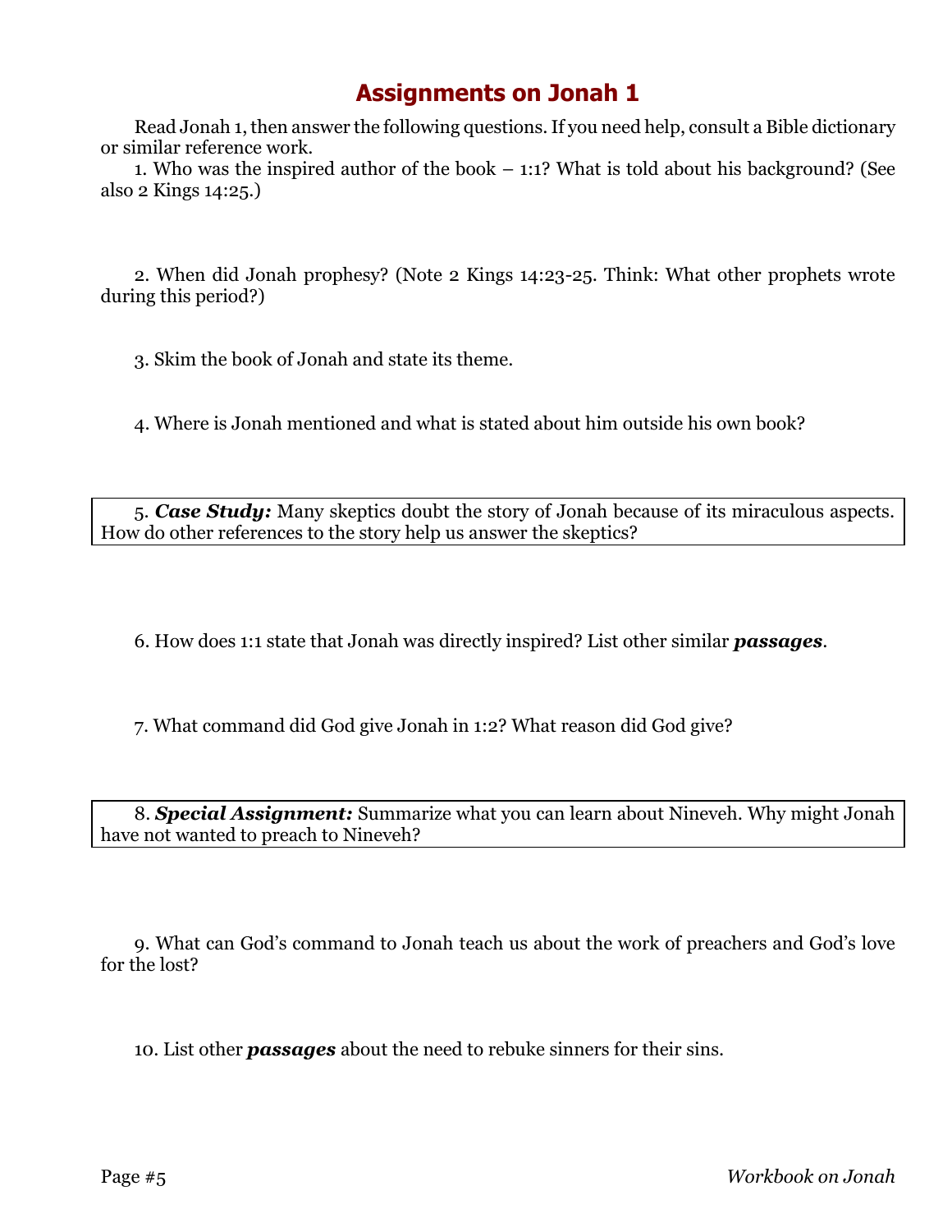# Assignments on Jonah 1

Read Jonah 1, then answer the following questions. If you need help, consult a Bible dictionary or similar reference work.

1. Who was the inspired author of the book – 1:1? What is told about his background? (See also 2 Kings 14:25.)

2. When did Jonah prophesy? (Note 2 Kings 14:23-25. Think: What other prophets wrote during this period?)

3. Skim the book of Jonah and state its theme.

4. Where is Jonah mentioned and what is stated about him outside his own book?

5. ***Case Study:*** Many skeptics doubt the story of Jonah because of its miraculous aspects. How do other references to the story help us answer the skeptics?

6. How does 1:1 state that Jonah was directly inspired? List other similar ***passages***.

7. What command did God give Jonah in 1:2? What reason did God give?

8. ***Special Assignment:*** Summarize what you can learn about Nineveh. Why might Jonah have not wanted to preach to Nineveh?

9. What can God's command to Jonah teach us about the work of preachers and God's love for the lost?

10. List other ***passages*** about the need to rebuke sinners for their sins.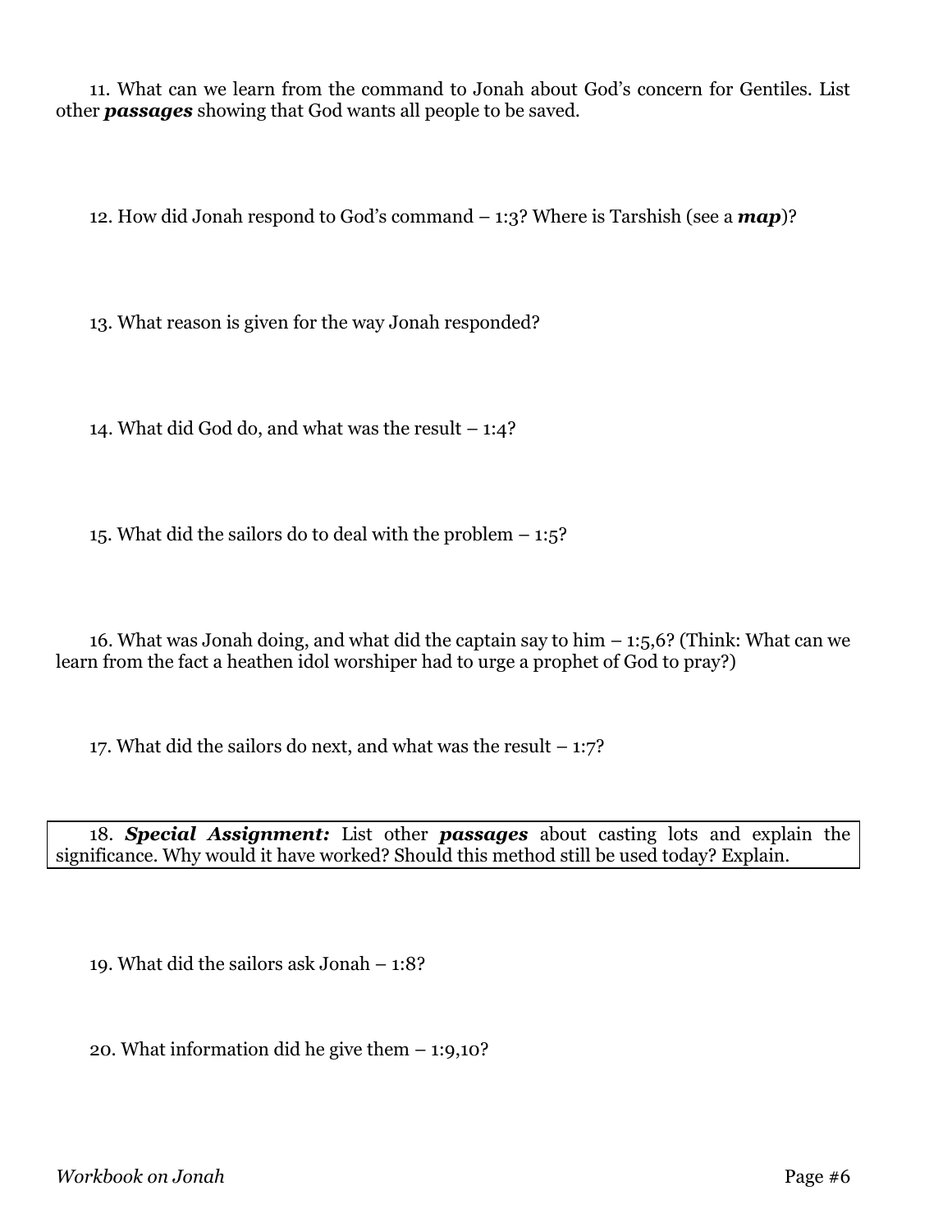11. What can we learn from the command to Jonah about God's concern for Gentiles. List other ***passages*** showing that God wants all people to be saved.

12. How did Jonah respond to God's command – 1:3? Where is Tarshish (see a ***map***)?

13. What reason is given for the way Jonah responded?

14. What did God do, and what was the result – 1:4?

15. What did the sailors do to deal with the problem – 1:5?

16. What was Jonah doing, and what did the captain say to him – 1:5,6? (Think: What can we learn from the fact a heathen idol worshiper had to urge a prophet of God to pray?)

17. What did the sailors do next, and what was the result – 1:7?

18. ***Special Assignment:*** List other ***passages*** about casting lots and explain the significance. Why would it have worked? Should this method still be used today? Explain.

19. What did the sailors ask Jonah – 1:8?

20. What information did he give them – 1:9,10?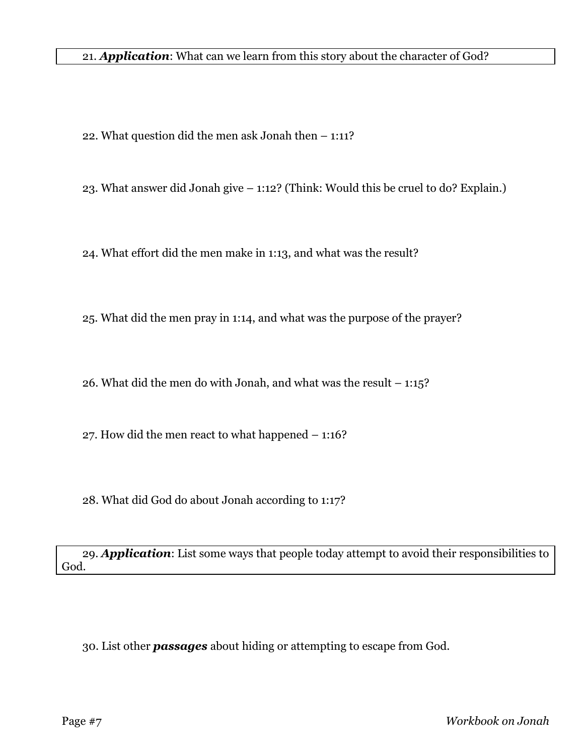21. ***Application***: What can we learn from this story about the character of God?

22. What question did the men ask Jonah then – 1:11?

23. What answer did Jonah give – 1:12? (Think: Would this be cruel to do? Explain.)

24. What effort did the men make in 1:13, and what was the result?

25. What did the men pray in 1:14, and what was the purpose of the prayer?

26. What did the men do with Jonah, and what was the result – 1:15?

27. How did the men react to what happened – 1:16?

28. What did God do about Jonah according to 1:17?

29. ***Application***: List some ways that people today attempt to avoid their responsibilities to God.

30. List other ***passages*** about hiding or attempting to escape from God.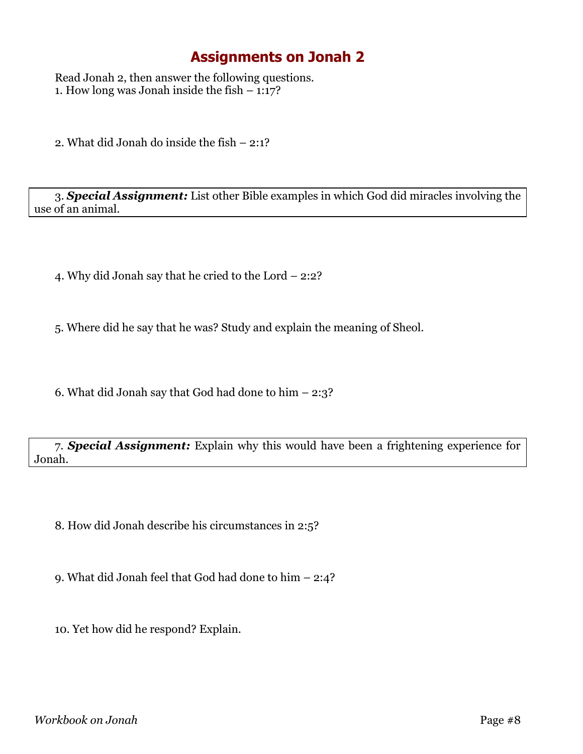# Assignments on Jonah 2

Read Jonah 2, then answer the following questions.

1. How long was Jonah inside the fish – 1:17?

2. What did Jonah do inside the fish – 2:1?

3. ***Special Assignment:*** List other Bible examples in which God did miracles involving the use of an animal.

4. Why did Jonah say that he cried to the Lord – 2:2?

5. Where did he say that he was? Study and explain the meaning of Sheol.

6. What did Jonah say that God had done to him – 2:3?

7. ***Special Assignment:*** Explain why this would have been a frightening experience for Jonah.

8. How did Jonah describe his circumstances in 2:5?

9. What did Jonah feel that God had done to him – 2:4?

10. Yet how did he respond? Explain.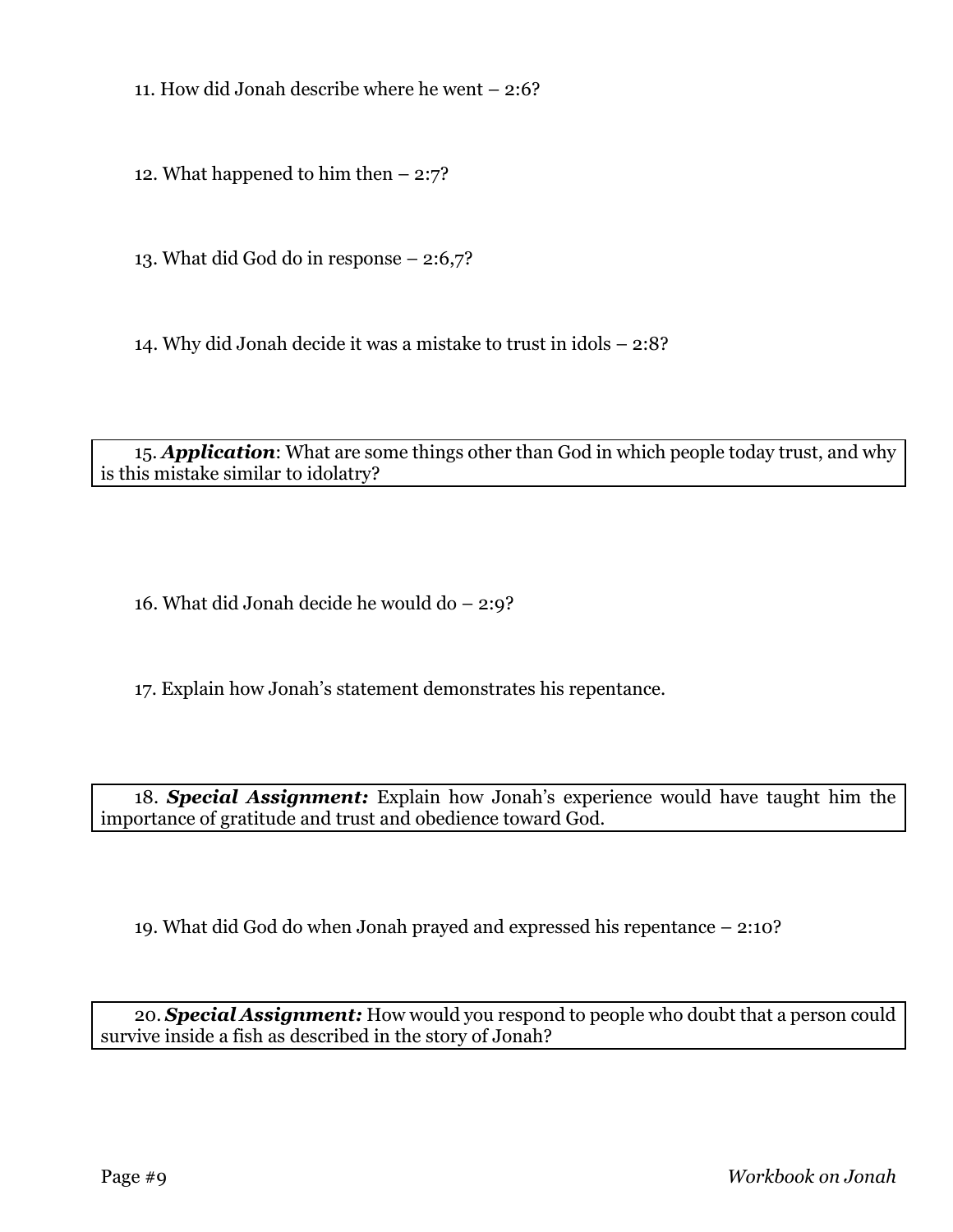11. How did Jonah describe where he went – 2:6?

12. What happened to him then – 2:7?

13. What did God do in response – 2:6,7?

14. Why did Jonah decide it was a mistake to trust in idols – 2:8?

> 15. ***Application***: What are some things other than God in which people today trust, and why is this mistake similar to idolatry?

16. What did Jonah decide he would do – 2:9?

17. Explain how Jonah's statement demonstrates his repentance.

> 18. ***Special Assignment:*** Explain how Jonah's experience would have taught him the importance of gratitude and trust and obedience toward God.

19. What did God do when Jonah prayed and expressed his repentance – 2:10?

> 20. ***Special Assignment:*** How would you respond to people who doubt that a person could survive inside a fish as described in the story of Jonah?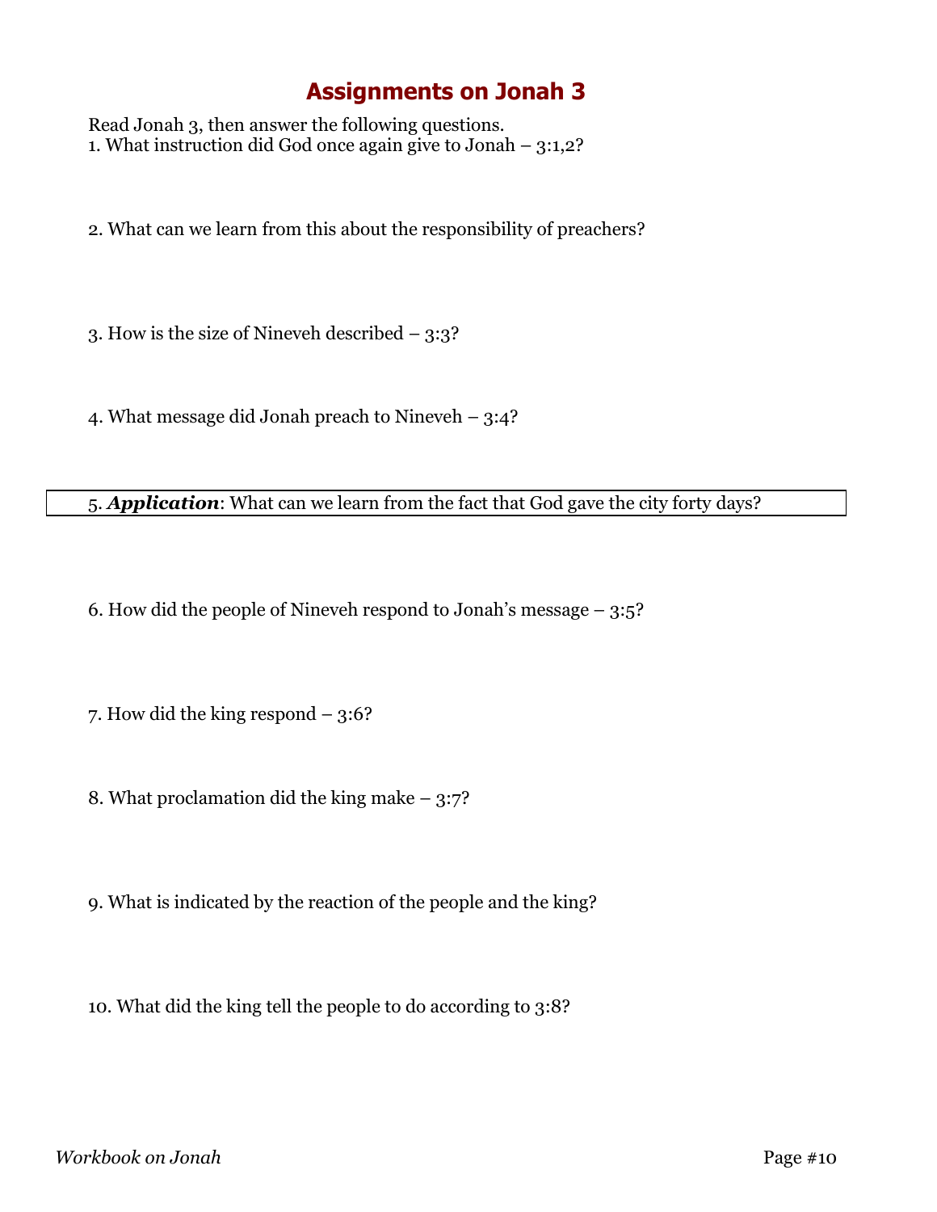# Assignments on Jonah 3

Read Jonah 3, then answer the following questions.

1. What instruction did God once again give to Jonah – 3:1,2?

2. What can we learn from this about the responsibility of preachers?

3. How is the size of Nineveh described – 3:3?

4. What message did Jonah preach to Nineveh – 3:4?

5. ***Application***: What can we learn from the fact that God gave the city forty days?

6. How did the people of Nineveh respond to Jonah's message – 3:5?

7. How did the king respond – 3:6?

8. What proclamation did the king make – 3:7?

9. What is indicated by the reaction of the people and the king?

10. What did the king tell the people to do according to 3:8?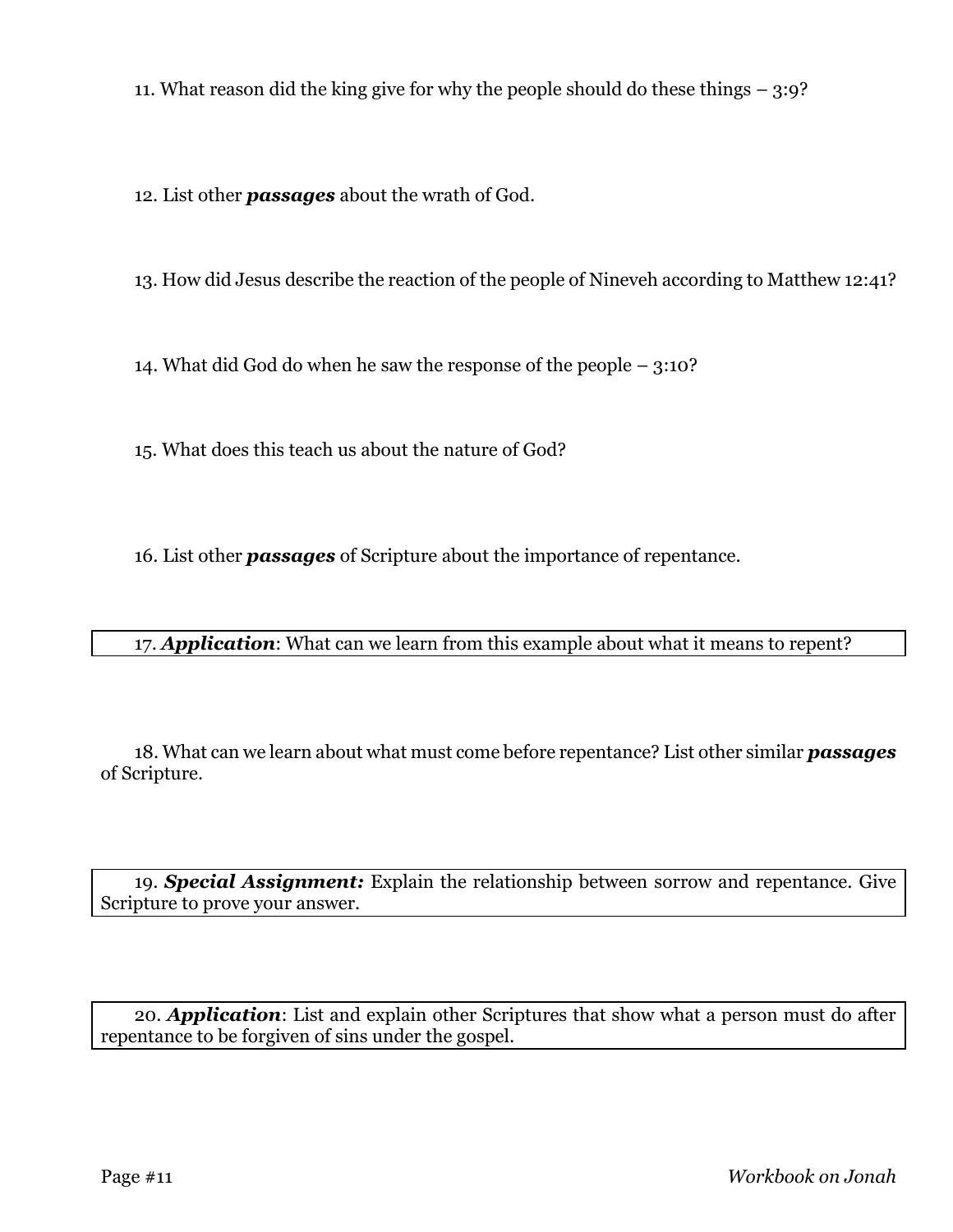11. What reason did the king give for why the people should do these things – 3:9?

12. List other ***passages*** about the wrath of God.

13. How did Jesus describe the reaction of the people of Nineveh according to Matthew 12:41?

14. What did God do when he saw the response of the people – 3:10?

15. What does this teach us about the nature of God?

16. List other ***passages*** of Scripture about the importance of repentance.

17. ***Application***: What can we learn from this example about what it means to repent?

18. What can we learn about what must come before repentance? List other similar ***passages*** of Scripture.

19. ***Special Assignment:*** Explain the relationship between sorrow and repentance. Give Scripture to prove your answer.

20. ***Application***: List and explain other Scriptures that show what a person must do after repentance to be forgiven of sins under the gospel.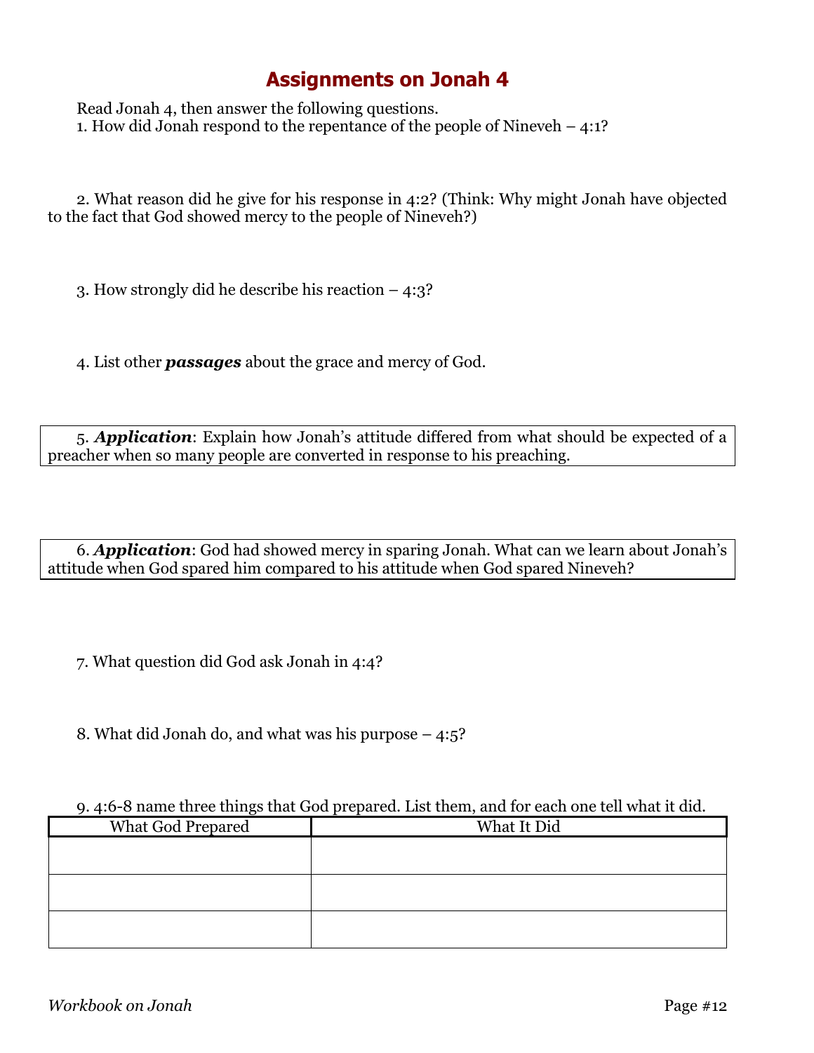# Assignments on Jonah 4

Read Jonah 4, then answer the following questions.

1. How did Jonah respond to the repentance of the people of Nineveh – 4:1?

2. What reason did he give for his response in 4:2? (Think: Why might Jonah have objected to the fact that God showed mercy to the people of Nineveh?)

3. How strongly did he describe his reaction – 4:3?

4. List other ***passages*** about the grace and mercy of God.

5. ***Application***: Explain how Jonah's attitude differed from what should be expected of a preacher when so many people are converted in response to his preaching.

6. ***Application***: God had showed mercy in sparing Jonah. What can we learn about Jonah's attitude when God spared him compared to his attitude when God spared Nineveh?

7. What question did God ask Jonah in 4:4?

8. What did Jonah do, and what was his purpose – 4:5?

9. 4:6-8 name three things that God prepared. List them, and for each one tell what it did.

| What God Prepared | What It Did |
|---|---|
| | |
| | |
| | |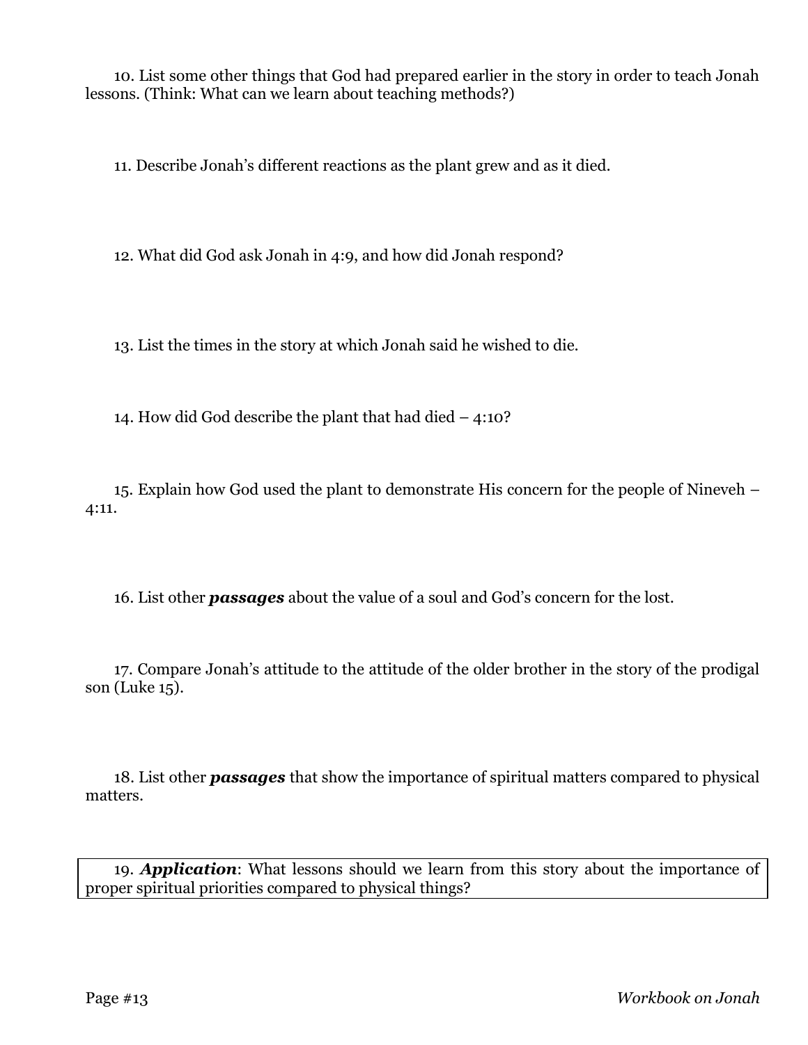10. List some other things that God had prepared earlier in the story in order to teach Jonah lessons. (Think: What can we learn about teaching methods?)

11. Describe Jonah's different reactions as the plant grew and as it died.

12. What did God ask Jonah in 4:9, and how did Jonah respond?

13. List the times in the story at which Jonah said he wished to die.

14. How did God describe the plant that had died – 4:10?

15. Explain how God used the plant to demonstrate His concern for the people of Nineveh – 4:11.

16. List other ***passages*** about the value of a soul and God's concern for the lost.

17. Compare Jonah's attitude to the attitude of the older brother in the story of the prodigal son (Luke 15).

18. List other ***passages*** that show the importance of spiritual matters compared to physical matters.

19. ***Application***: What lessons should we learn from this story about the importance of proper spiritual priorities compared to physical things?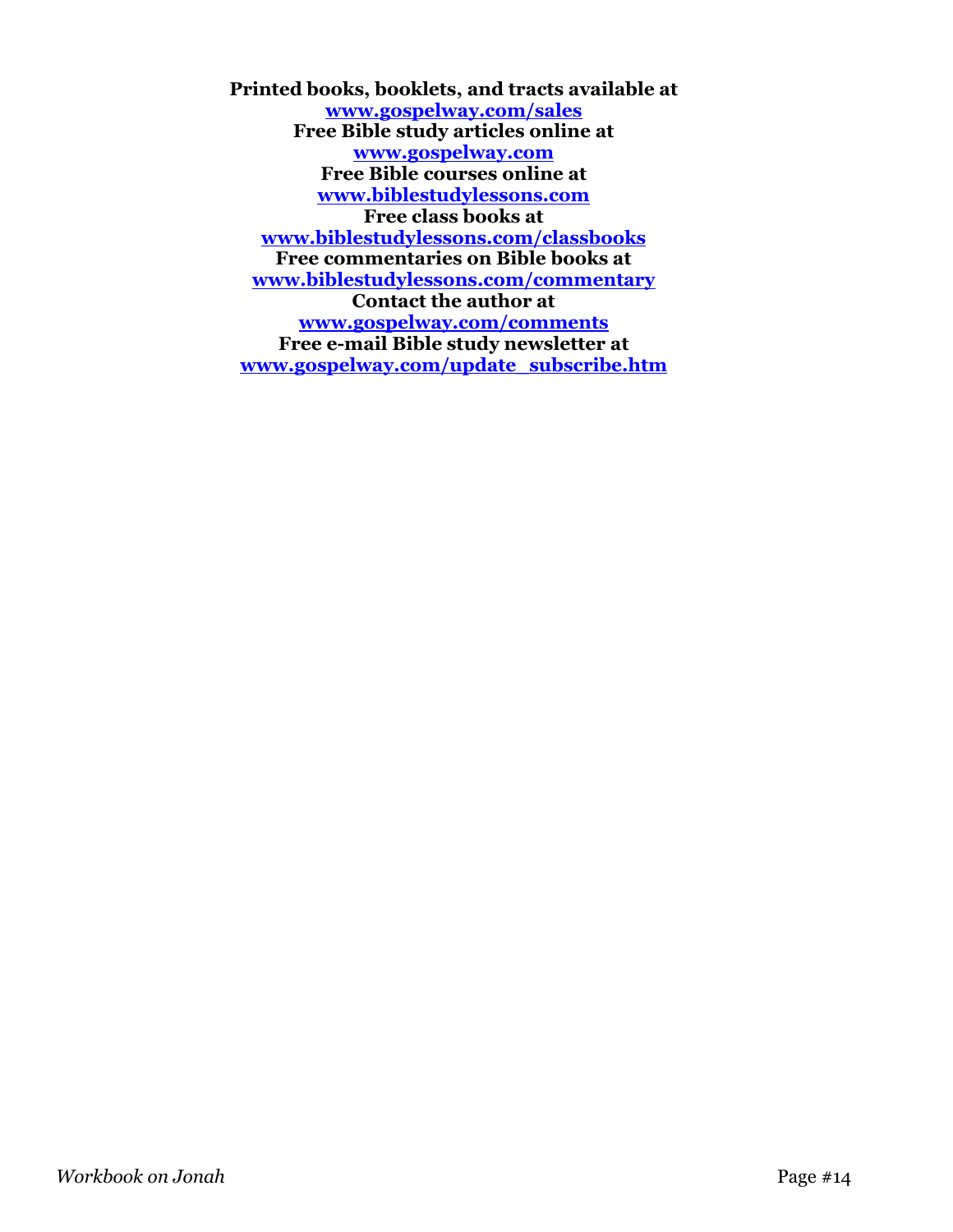**Printed books, booklets, and tracts available at**
**[www.gospelway.com/sales](http://www.gospelway.com/sales)**
**Free Bible study articles online at**
**[www.gospelway.com](http://www.gospelway.com)**
**Free Bible courses online at**
**[www.biblestudylessons.com](http://www.biblestudylessons.com)**
**Free class books at**
**[www.biblestudylessons.com/classbooks](http://www.biblestudylessons.com/classbooks)**
**Free commentaries on Bible books at**
**[www.biblestudylessons.com/commentary](http://www.biblestudylessons.com/commentary)**
**Contact the author at**
**[www.gospelway.com/comments](http://www.gospelway.com/comments)**
**Free e-mail Bible study newsletter at**
**[www.gospelway.com/update_subscribe.htm](http://www.gospelway.com/update_subscribe.htm)**